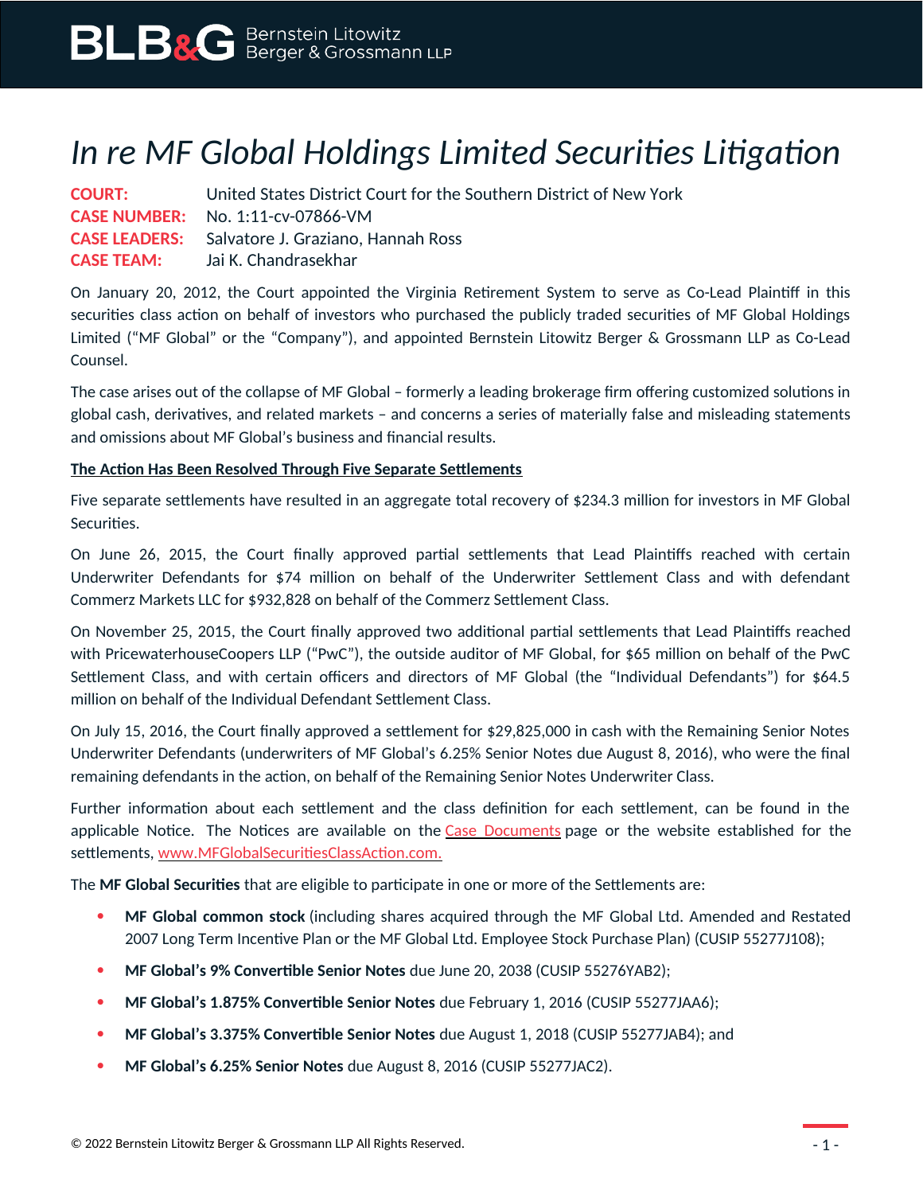# *In re MF Global Holdings Limited Securities Litigation*

**COURT:** United States District Court for the Southern District of New York
**CASE NUMBER:** No. 1:11-cv-07866-VM
**CASE LEADERS:** Salvatore J. Graziano, Hannah Ross
**CASE TEAM:** Jai K. Chandrasekhar

On January 20, 2012, the Court appointed the Virginia Retirement System to serve as Co-Lead Plaintiff in this securities class action on behalf of investors who purchased the publicly traded securities of MF Global Holdings Limited ("MF Global" or the "Company"), and appointed Bernstein Litowitz Berger & Grossmann LLP as Co-Lead Counsel.

The case arises out of the collapse of MF Global – formerly a leading brokerage firm offering customized solutions in global cash, derivatives, and related markets – and concerns a series of materially false and misleading statements and omissions about MF Global's business and financial results.

**The Action Has Been Resolved Through Five Separate Settlements**

Five separate settlements have resulted in an aggregate total recovery of $234.3 million for investors in MF Global Securities.

On June 26, 2015, the Court finally approved partial settlements that Lead Plaintiffs reached with certain Underwriter Defendants for $74 million on behalf of the Underwriter Settlement Class and with defendant Commerz Markets LLC for $932,828 on behalf of the Commerz Settlement Class.

On November 25, 2015, the Court finally approved two additional partial settlements that Lead Plaintiffs reached with PricewaterhouseCoopers LLP ("PwC"), the outside auditor of MF Global, for $65 million on behalf of the PwC Settlement Class, and with certain officers and directors of MF Global (the "Individual Defendants") for $64.5 million on behalf of the Individual Defendant Settlement Class.

On July 15, 2016, the Court finally approved a settlement for $29,825,000 in cash with the Remaining Senior Notes Underwriter Defendants (underwriters of MF Global's 6.25% Senior Notes due August 8, 2016), who were the final remaining defendants in the action, on behalf of the Remaining Senior Notes Underwriter Class.

Further information about each settlement and the class definition for each settlement, can be found in the applicable Notice. The Notices are available on the Case Documents page or the website established for the settlements, www.MFGlobalSecuritiesClassAction.com.

The **MF Global Securities** that are eligible to participate in one or more of the Settlements are:

- **MF Global common stock** (including shares acquired through the MF Global Ltd. Amended and Restated 2007 Long Term Incentive Plan or the MF Global Ltd. Employee Stock Purchase Plan) (CUSIP 55277J108);
- **MF Global's 9% Convertible Senior Notes** due June 20, 2038 (CUSIP 55276YAB2);
- **MF Global's 1.875% Convertible Senior Notes** due February 1, 2016 (CUSIP 55277JAA6);
- **MF Global's 3.375% Convertible Senior Notes** due August 1, 2018 (CUSIP 55277JAB4); and
- **MF Global's 6.25% Senior Notes** due August 8, 2016 (CUSIP 55277JAC2).

© 2022 Bernstein Litowitz Berger & Grossmann LLP All Rights Reserved.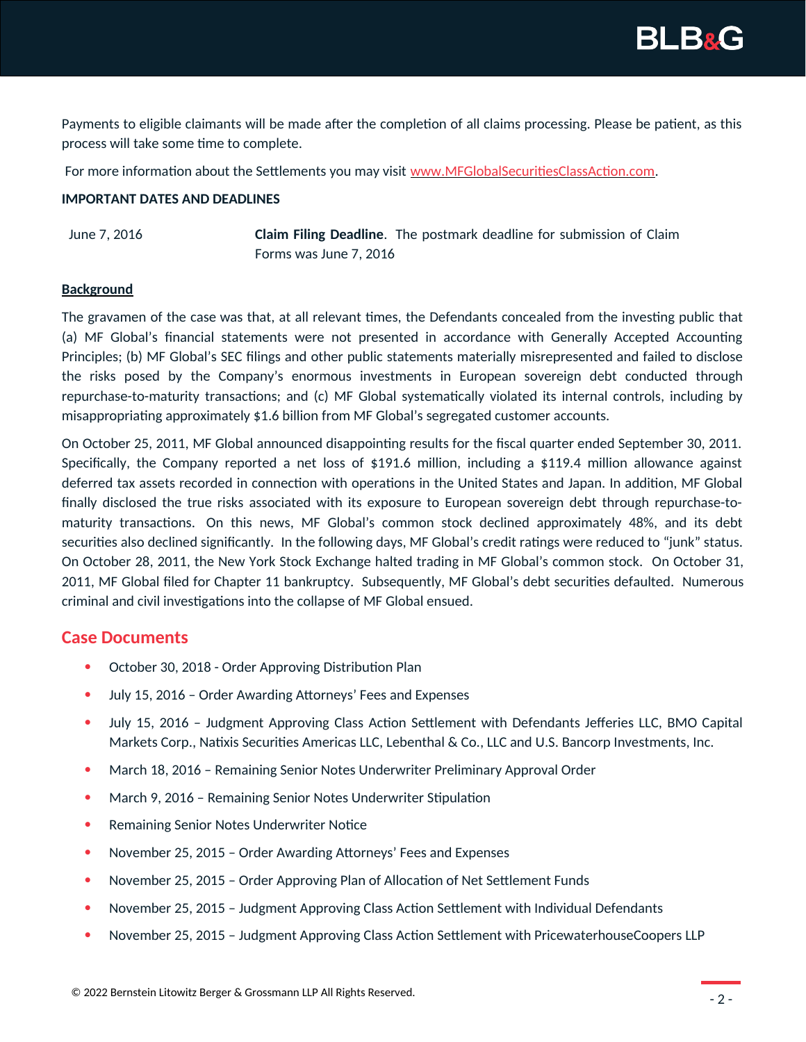Payments to eligible claimants will be made after the completion of all claims processing. Please be patient, as this process will take some time to complete.

For more information about the Settlements you may visit www.MFGlobalSecuritiesClassAction.com.

**IMPORTANT DATES AND DEADLINES**

| | |
|---|---|
| June 7, 2016 | **Claim Filing Deadline**. The postmark deadline for submission of Claim Forms was June 7, 2016 |

**Background**

The gravamen of the case was that, at all relevant times, the Defendants concealed from the investing public that (a) MF Global's financial statements were not presented in accordance with Generally Accepted Accounting Principles; (b) MF Global's SEC filings and other public statements materially misrepresented and failed to disclose the risks posed by the Company's enormous investments in European sovereign debt conducted through repurchase-to-maturity transactions; and (c) MF Global systematically violated its internal controls, including by misappropriating approximately $1.6 billion from MF Global's segregated customer accounts.

On October 25, 2011, MF Global announced disappointing results for the fiscal quarter ended September 30, 2011. Specifically, the Company reported a net loss of $191.6 million, including a $119.4 million allowance against deferred tax assets recorded in connection with operations in the United States and Japan. In addition, MF Global finally disclosed the true risks associated with its exposure to European sovereign debt through repurchase-to-maturity transactions. On this news, MF Global's common stock declined approximately 48%, and its debt securities also declined significantly. In the following days, MF Global's credit ratings were reduced to "junk" status. On October 28, 2011, the New York Stock Exchange halted trading in MF Global's common stock. On October 31, 2011, MF Global filed for Chapter 11 bankruptcy. Subsequently, MF Global's debt securities defaulted. Numerous criminal and civil investigations into the collapse of MF Global ensued.

## Case Documents

- October 30, 2018 - Order Approving Distribution Plan
- July 15, 2016 – Order Awarding Attorneys' Fees and Expenses
- July 15, 2016 – Judgment Approving Class Action Settlement with Defendants Jefferies LLC, BMO Capital Markets Corp., Natixis Securities Americas LLC, Lebenthal & Co., LLC and U.S. Bancorp Investments, Inc.
- March 18, 2016 – Remaining Senior Notes Underwriter Preliminary Approval Order
- March 9, 2016 – Remaining Senior Notes Underwriter Stipulation
- Remaining Senior Notes Underwriter Notice
- November 25, 2015 – Order Awarding Attorneys' Fees and Expenses
- November 25, 2015 – Order Approving Plan of Allocation of Net Settlement Funds
- November 25, 2015 – Judgment Approving Class Action Settlement with Individual Defendants
- November 25, 2015 – Judgment Approving Class Action Settlement with PricewaterhouseCoopers LLP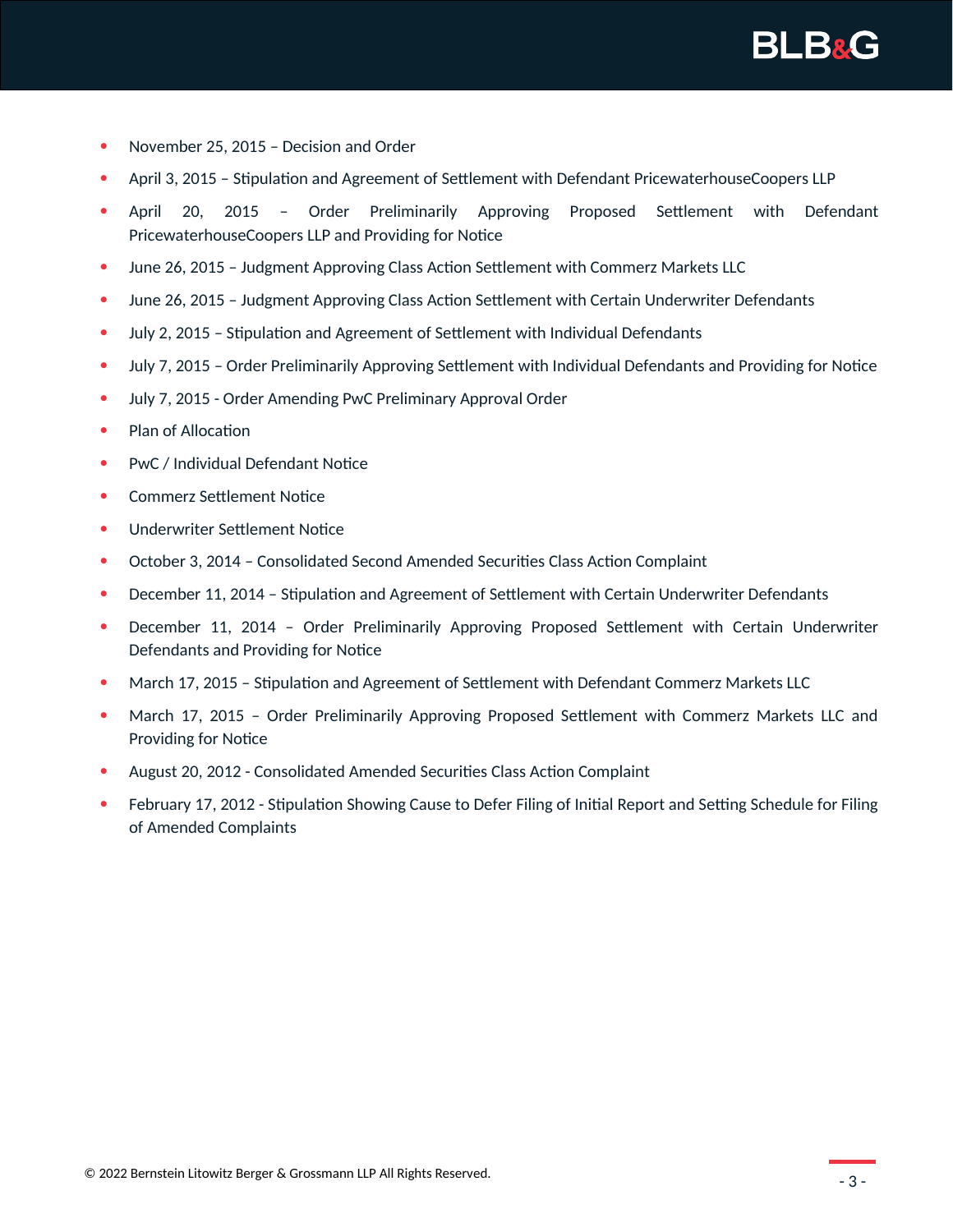- November 25, 2015 – Decision and Order
- April 3, 2015 – Stipulation and Agreement of Settlement with Defendant PricewaterhouseCoopers LLP
- April 20, 2015 – Order Preliminarily Approving Proposed Settlement with Defendant PricewaterhouseCoopers LLP and Providing for Notice
- June 26, 2015 – Judgment Approving Class Action Settlement with Commerz Markets LLC
- June 26, 2015 – Judgment Approving Class Action Settlement with Certain Underwriter Defendants
- July 2, 2015 – Stipulation and Agreement of Settlement with Individual Defendants
- July 7, 2015 – Order Preliminarily Approving Settlement with Individual Defendants and Providing for Notice
- July 7, 2015 - Order Amending PwC Preliminary Approval Order
- Plan of Allocation
- PwC / Individual Defendant Notice
- Commerz Settlement Notice
- Underwriter Settlement Notice
- October 3, 2014 – Consolidated Second Amended Securities Class Action Complaint
- December 11, 2014 – Stipulation and Agreement of Settlement with Certain Underwriter Defendants
- December 11, 2014 – Order Preliminarily Approving Proposed Settlement with Certain Underwriter Defendants and Providing for Notice
- March 17, 2015 – Stipulation and Agreement of Settlement with Defendant Commerz Markets LLC
- March 17, 2015 – Order Preliminarily Approving Proposed Settlement with Commerz Markets LLC and Providing for Notice
- August 20, 2012 - Consolidated Amended Securities Class Action Complaint
- February 17, 2012 - Stipulation Showing Cause to Defer Filing of Initial Report and Setting Schedule for Filing of Amended Complaints